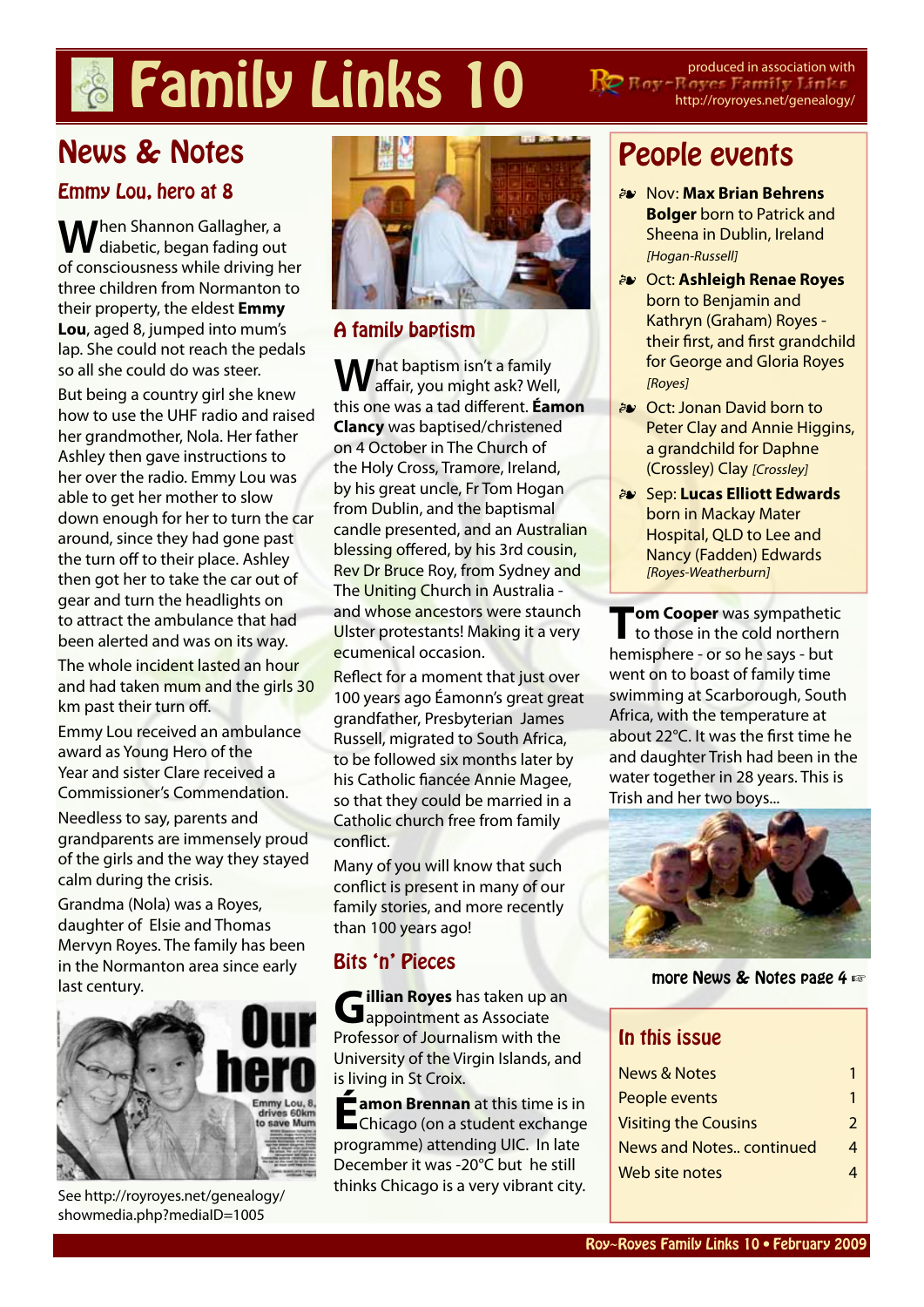# Family Links 10

produced in association with Roy~Royes Family Links http://royroyes.net/genealogy/

## News & Notes

### Emmy Lou, hero at 8

When Shannon Gallagher, a diabetic, began fading out of consciousness while driving her three children from Normanton to their property, the eldest **Emmy Lou**, aged 8, jumped into mum's lap. She could not reach the pedals so all she could do was steer.

But being a country girl she knew how to use the UHF radio and raised her grandmother, Nola. Her father Ashley then gave instructions to her over the radio. Emmy Lou was able to get her mother to slow down enough for her to turn the car around, since they had gone past the turn off to their place. Ashley then got her to take the car out of gear and turn the headlights on to attract the ambulance that had been alerted and was on its way.

The whole incident lasted an hour and had taken mum and the girls 30 km past their turn off.

Emmy Lou received an ambulance award as Young Hero of the Year and sister Clare received a Commissioner's Commendation.

Needless to say, parents and grandparents are immensely proud of the girls and the way they stayed calm during the crisis.

Grandma (Nola) was a Royes, daughter of Elsie and Thomas Mervyn Royes. The family has been in the Normanton area since early last century.

See http://royroyes.net/genealogy/showmedia.php?mediaID=1005

### A family baptism

What baptism isn't a family affair, you might ask? Well, this one was a tad different. **Éamon Clancy** was baptised/christened on 4 October in The Church of the Holy Cross, Tramore, Ireland, by his great uncle, Fr Tom Hogan from Dublin, and the baptismal candle presented, and an Australian blessing offered, by his 3rd cousin, Rev Dr Bruce Roy, from Sydney and The Uniting Church in Australia - and whose ancestors were staunch Ulster protestants! Making it a very ecumenical occasion.

Reflect for a moment that just over 100 years ago Éamonn's great great grandfather, Presbyterian James Russell, migrated to South Africa, to be followed six months later by his Catholic fiancée Annie Magee, so that they could be married in a Catholic church free from family conflict.

Many of you will know that such conflict is present in many of our family stories, and more recently than 100 years ago!

### Bits 'n' Pieces

**Gillian Royes** has taken up an appointment as Associate Professor of Journalism with the University of the Virgin Islands, and is living in St Croix.

**Éamon Brennan** at this time is in Chicago (on a student exchange programme) attending UIC. In late December it was -20°C but he still thinks Chicago is a very vibrant city.

## People events

- Nov: **Max Brian Behrens Bolger** born to Patrick and Sheena in Dublin, Ireland *[Hogan-Russell]*
- Oct: **Ashleigh Renae Royes** born to Benjamin and Kathryn (Graham) Royes - their first, and first grandchild for George and Gloria Royes *[Royes]*
- Oct: Jonan David born to Peter Clay and Annie Higgins, a grandchild for Daphne (Crossley) Clay *[Crossley]*
- Sep: **Lucas Elliott Edwards** born in Mackay Mater Hospital, QLD to Lee and Nancy (Fadden) Edwards *[Royes-Weatherburn]*

**Tom Cooper** was sympathetic to those in the cold northern hemisphere - or so he says - but went on to boast of family time swimming at Scarborough, South Africa, with the temperature at about 22°C. It was the first time he and daughter Trish had been in the water together in 28 years. This is Trish and her two boys...

more News & Notes page 4 ☞

### In this issue

| | |
|---|---|
| News & Notes | 1 |
| People events | 1 |
| Visiting the Cousins | 2 |
| News and Notes.. continued | 4 |
| Web site notes | 4 |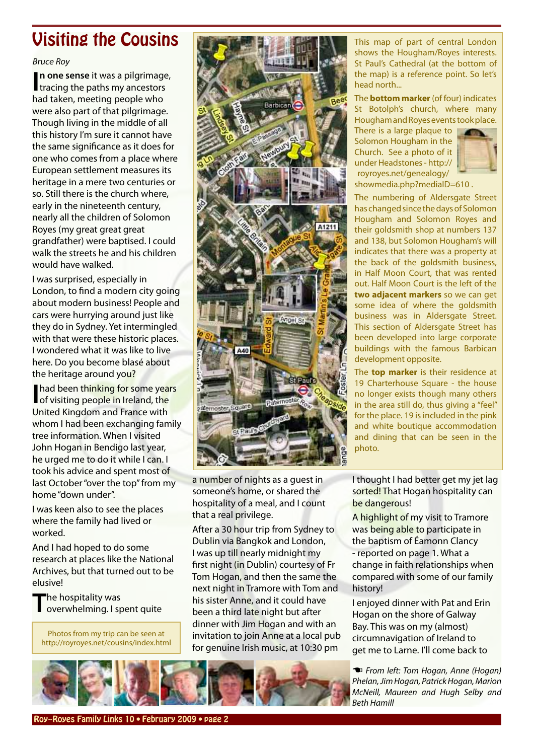# Visiting the Cousins

*Bruce Roy*

**In one sense** it was a pilgrimage, tracing the paths my ancestors had taken, meeting people who were also part of that pilgrimage. Though living in the middle of all this history I'm sure it cannot have the same significance as it does for one who comes from a place where European settlement measures its heritage in a mere two centuries or so. Still there is the church where, early in the nineteenth century, nearly all the children of Solomon Royes (my great great great grandfather) were baptised. I could walk the streets he and his children would have walked.

I was surprised, especially in London, to find a modern city going about modern business! People and cars were hurrying around just like they do in Sydney. Yet intermingled with that were these historic places. I wondered what it was like to live here. Do you become blasé about the heritage around you?

I had been thinking for some years of visiting people in Ireland, the United Kingdom and France with whom I had been exchanging family tree information. When I visited John Hogan in Bendigo last year, he urged me to do it while I can. I took his advice and spent most of last October "over the top" from my home "down under".

I was keen also to see the places where the family had lived or worked.

And I had hoped to do some research at places like the National Archives, but that turned out to be elusive!

The hospitality was overwhelming. I spent quite a number of nights as a guest in someone's home, or shared the hospitality of a meal, and I count that a real privilege.

After a 30 hour trip from Sydney to Dublin via Bangkok and London, I was up till nearly midnight my first night (in Dublin) courtesy of Fr Tom Hogan, and then the same the next night in Tramore with Tom and his sister Anne, and it could have been a third late night but after dinner with Jim Hogan and with an invitation to join Anne at a local pub for genuine Irish music, at 10:30 pm I thought I had better get my jet lag sorted! That Hogan hospitality can be dangerous!

A highlight of my visit to Tramore was being able to participate in the baptism of Éamonn Clancy - reported on page 1. What a change in faith relationships when compared with some of our family history!

I enjoyed dinner with Pat and Erin Hogan on the shore of Galway Bay. This was on my (almost) circumnavigation of Ireland to get me to Larne. I'll come back to

Photos from my trip can be seen at http://royroyes.net/cousins/index.html

This map of part of central London shows the Hougham/Royes interests. St Paul's Cathedral (at the bottom of the map) is a reference point. So let's head north...

The **bottom marker** (of four) indicates St Botolph's church, where many Hougham and Royes events took place. There is a large plaque to Solomon Hougham in the Church. See a photo of it under Headstones - http://royroyes.net/genealogy/showmedia.php?mediaID=610 .

The numbering of Aldersgate Street has changed since the days of Solomon Hougham and Solomon Royes and their goldsmith shop at numbers 137 and 138, but Solomon Hougham's will indicates that there was a property at the back of the goldsmith business, in Half Moon Court, that was rented out. Half Moon Court is the left of the **two adjacent markers** so we can get some idea of where the goldsmith business was in Aldersgate Street. This section of Aldersgate Street has been developed into large corporate buildings with the famous Barbican development opposite.

The **top marker** is their residence at 19 Charterhouse Square - the house no longer exists though many others in the area still do, thus giving a "feel" for the place. 19 is included in the pink and white boutique accommodation and dining that can be seen in the photo.

☚ *From left: Tom Hogan, Anne (Hogan) Phelan, Jim Hogan, Patrick Hogan, Marion McNeill, Maureen and Hugh Selby and Beth Hamill*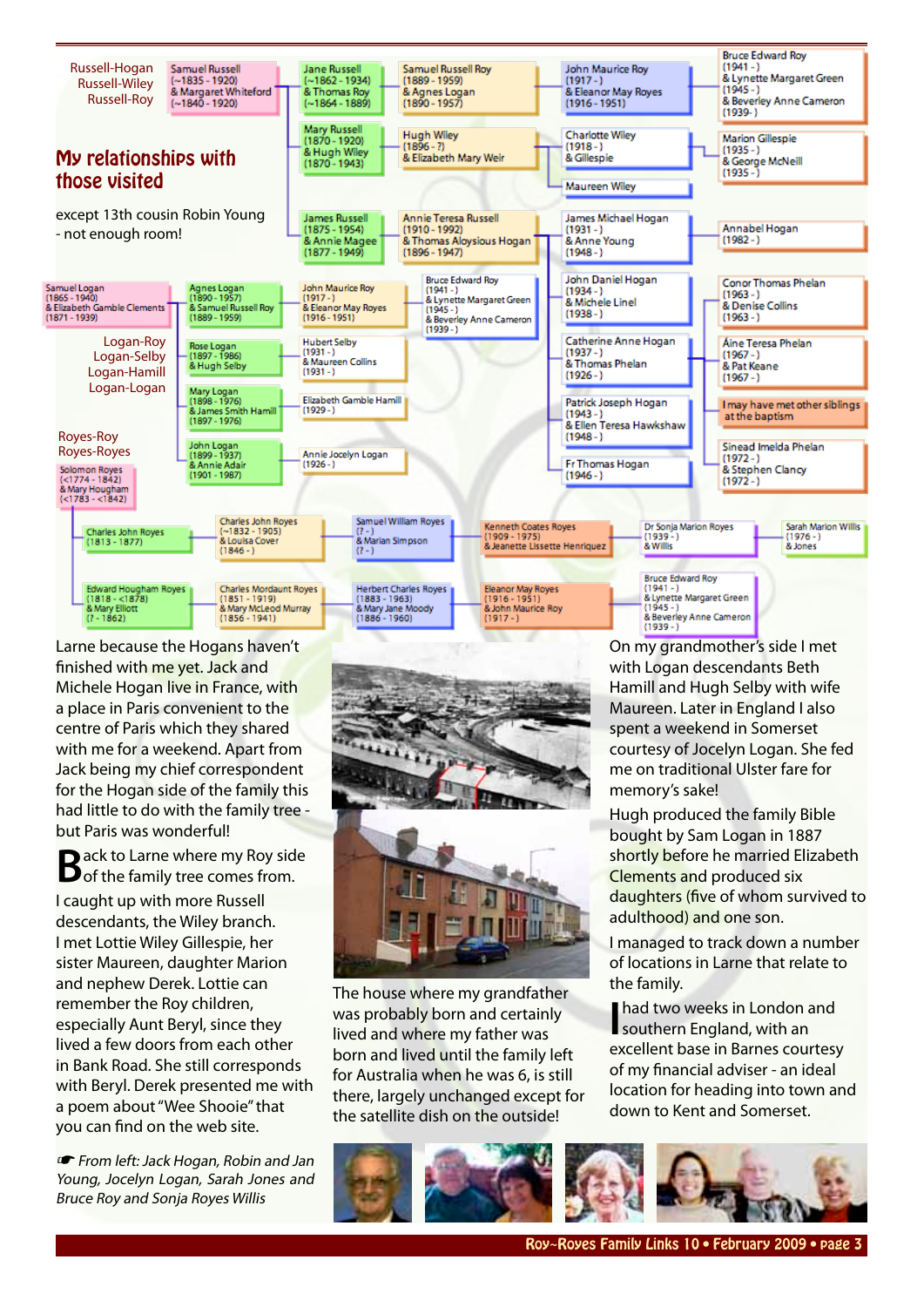Russell-Hogan
Russell-Wiley
Russell-Roy

# My relationships with those visited

except 13th cousin Robin Young - not enough room!

Samuel Russell (~1835 - 1920) & Margaret Whiteford (~1840 - 1920)

Jane Russell (~1862 - 1934) & Thomas Roy (~1864 - 1889)

Samuel Russell Roy (1889 - 1959) & Agnes Logan (1890 - 1957)

John Maurice Roy (1917 - ) & Eleanor May Royes (1916 - 1951)

Bruce Edward Roy (1941 - ) & Lynette Margaret Green (1945 - ) & Beverley Anne Cameron (1939 - )

Mary Russell (1870 - 1920) & Hugh Wiley (1870 - 1943)

Hugh Wiley (1896 - ?) & Elizabeth Mary Weir

Charlotte Wiley (1918 - ) & Gillespie

Marion Gillespie (1935 - ) & George McNeill (1935 - )

Maureen Wiley

James Russell (1875 - 1954) & Annie Magee (1877 - 1949)

Annie Teresa Russell (1910 - 1992) & Thomas Aloysious Hogan (1896 - 1947)

James Michael Hogan (1931 - ) & Anne Young (1948 - )

Annabel Hogan (1982 - )

John Daniel Hogan (1934 - ) & Michele Linel (1938 - )

Conor Thomas Phelan (1963 - ) & Denise Collins (1963 - )

Catherine Anne Hogan (1937 - ) & Thomas Phelan (1926 - )

Áine Teresa Phelan (1967 - ) & Pat Keane (1967 - )

Patrick Joseph Hogan (1943 - ) & Ellen Teresa Hawkshaw (1948 - )

I may have met other siblings at the baptism

Fr Thomas Hogan (1946 - )

Sinead Imelda Phelan (1972 - ) & Stephen Clancy (1972 - )

Samuel Logan (1865 - 1940) & Elizabeth Gamble Clements (1871 - 1939)

Agnes Logan (1890 - 1957) & Samuel Russell Roy (1889 - 1959)

John Maurice Roy (1917 - ) & Eleanor May Royes (1916 - 1951)

Bruce Edward Roy (1941 - ) & Lynette Margaret Green (1945 - ) & Beverley Anne Cameron (1939 - )

Logan-Roy
Logan-Selby
Logan-Hamill
Logan-Logan

Rose Logan (1897 - 1986) & Hugh Selby

Hubert Selby (1931 - ) & Maureen Collins (1931 - )

Mary Logan (1898 - 1976) & James Smith Hamill (1897 - 1976)

Elizabeth Gamble Hamill (1929 - )

John Logan (1899 - 1937) & Annie Adair (1901 - 1987)

Annie Jocelyn Logan (1926 - )

Royes-Roy
Royes-Royes

Solomon Royes (<1774 - 1842) & Mary Hougham (<1783 - <1842)

Charles John Royes (1813 - 1877)

Charles John Royes (~1832 - 1905) & Louisa Cover (1846 - )

Samuel William Royes (? - ) & Marian Simpson (? - )

Kenneth Coates Royes (1909 - 1975) & Jeanette Lissette Henriquez

Dr Sonja Marion Royes (1939 - ) & Willis

Sarah Marion Willis (1976 - ) & Jones

Edward Hougham Royes (1818 - <1878) & Mary Elliott (? - 1862)

Charles Mordaunt Royes (1851 - 1919) & Mary McLeod Murray (1856 - 1941)

Herbert Charles Royes (1883 - 1963) & Mary Jane Moody (1886 - 1960)

Eleanor May Royes (1916 - 1951) & John Maurice Roy (1917 - )

Bruce Edward Roy (1941 - ) & Lynette Margaret Green (1945 - ) & Beverley Anne Cameron (1939 - )

Larne because the Hogans haven't finished with me yet. Jack and Michele Hogan live in France, with a place in Paris convenient to the centre of Paris which they shared with me for a weekend. Apart from Jack being my chief correspondent for the Hogan side of the family this had little to do with the family tree - but Paris was wonderful!

Back to Larne where my Roy side of the family tree comes from.

I caught up with more Russell descendants, the Wiley branch. I met Lottie Wiley Gillespie, her sister Maureen, daughter Marion and nephew Derek. Lottie can remember the Roy children, especially Aunt Beryl, since they lived a few doors from each other in Bank Road. She still corresponds with Beryl. Derek presented me with a poem about "Wee Shooie" that you can find on the web site.

The house where my grandfather was probably born and certainly lived and where my father was born and lived until the family left for Australia when he was 6, is still there, largely unchanged except for the satellite dish on the outside!

On my grandmother's side I met with Logan descendants Beth Hamill and Hugh Selby with wife Maureen. Later in England I also spent a weekend in Somerset courtesy of Jocelyn Logan. She fed me on traditional Ulster fare for memory's sake!

Hugh produced the family Bible bought by Sam Logan in 1887 shortly before he married Elizabeth Clements and produced six daughters (five of whom survived to adulthood) and one son.

I managed to track down a number of locations in Larne that relate to the family.

I had two weeks in London and southern England, with an excellent base in Barnes courtesy of my financial adviser - an ideal location for heading into town and down to Kent and Somerset.

*☛ From left: Jack Hogan, Robin and Jan Young, Jocelyn Logan, Sarah Jones and Bruce Roy and Sonja Royes Willis*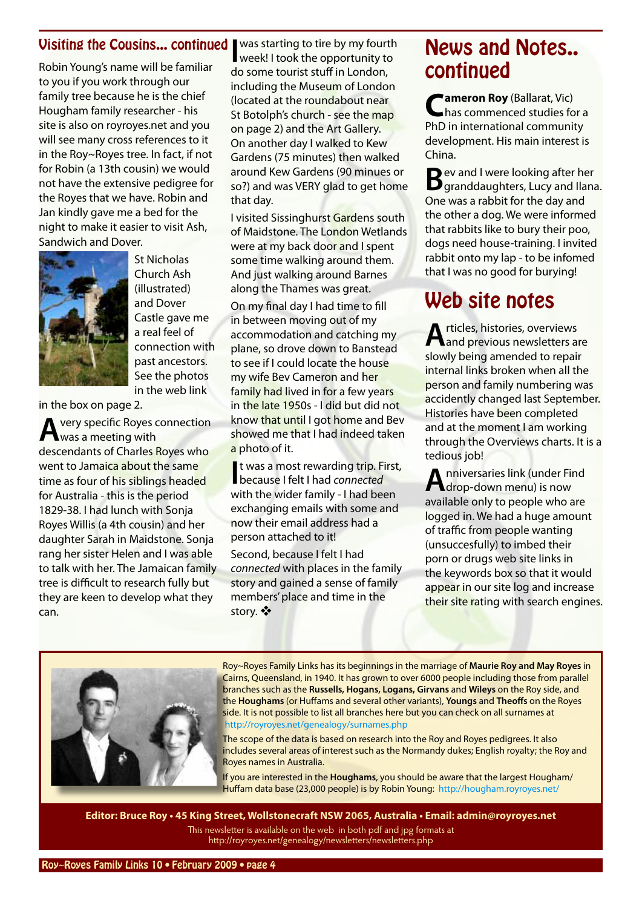## Visiting the Cousins... continued

Robin Young's name will be familiar to you if you work through our family tree because he is the chief Hougham family researcher - his site is also on royroyes.net and you will see many cross references to it in the Roy~Royes tree. In fact, if not for Robin (a 13th cousin) we would not have the extensive pedigree for the Royes that we have. Robin and Jan kindly gave me a bed for the night to make it easier to visit Ash, Sandwich and Dover.

St Nicholas Church Ash (illustrated) and Dover Castle gave me a real feel of connection with past ancestors. See the photos in the web link in the box on page 2.

A very specific Royes connection was a meeting with descendants of Charles Royes who went to Jamaica about the same time as four of his siblings headed for Australia - this is the period 1829-38. I had lunch with Sonja Royes Willis (a 4th cousin) and her daughter Sarah in Maidstone. Sonja rang her sister Helen and I was able to talk with her. The Jamaican family tree is difficult to research fully but they are keen to develop what they can.

I was starting to tire by my fourth week! I took the opportunity to do some tourist stuff in London, including the Museum of London (located at the roundabout near St Botolph's church - see the map on page 2) and the Art Gallery. On another day I walked to Kew Gardens (75 minutes) then walked around Kew Gardens (90 minues or so?) and was VERY glad to get home that day.

I visited Sissinghurst Gardens south of Maidstone. The London Wetlands were at my back door and I spent some time walking around them. And just walking around Barnes along the Thames was great.

On my final day I had time to fill in between moving out of my accommodation and catching my plane, so drove down to Banstead to see if I could locate the house my wife Bev Cameron and her family had lived in for a few years in the late 1950s - I did but did not know that until I got home and Bev showed me that I had indeed taken a photo of it.

It was a most rewarding trip. First, because I felt I had *connected* with the wider family - I had been exchanging emails with some and now their email address had a person attached to it!

Second, because I felt I had *connected* with places in the family story and gained a sense of family members' place and time in the story. ❖

## News and Notes.. continued

**Cameron Roy** (Ballarat, Vic) has commenced studies for a PhD in international community development. His main interest is China.

Bev and I were looking after her granddaughters, Lucy and Ilana. One was a rabbit for the day and the other a dog. We were informed that rabbits like to bury their poo, dogs need house-training. I invited rabbit onto my lap - to be infomed that I was no good for burying!

## Web site notes

Articles, histories, overviews and previous newsletters are slowly being amended to repair internal links broken when all the person and family numbering was accidently changed last September. Histories have been completed and at the moment I am working through the Overviews charts. It is a tedious job!

Anniversaries link (under Find drop-down menu) is now available only to people who are logged in. We had a huge amount of traffic from people wanting (unsuccessfully) to imbed their porn or drugs web site links in the keywords box so that it would appear in our site log and increase their site rating with search engines.

---

Roy~Royes Family Links has its beginnings in the marriage of **Maurie Roy and May Royes** in Cairns, Queensland, in 1940. It has grown to over 6000 people including those from parallel branches such as the **Russells, Hogans, Logans, Girvans** and **Wileys** on the Roy side, and the **Houghams** (or Huffams and several other variants), **Youngs** and **Theoffs** on the Royes side. It is not possible to list all branches here but you can check on all surnames at http://royroyes.net/genealogy/surnames.php

The scope of the data is based on research into the Roy and Royes pedigrees. It also includes several areas of interest such as the Normandy dukes; English royalty; the Roy and Royes names in Australia.

If you are interested in the **Houghams**, you should be aware that the largest Hougham/ Huffam data base (23,000 people) is by Robin Young: http://hougham.royroyes.net/

**Editor: Bruce Roy • 45 King Street, Wollstonecraft NSW 2065, Australia • Email: admin@royroyes.net**

This newsletter is available on the web in both pdf and jpg formats at http://royroyes.net/genealogy/newsletters/newsletters.php